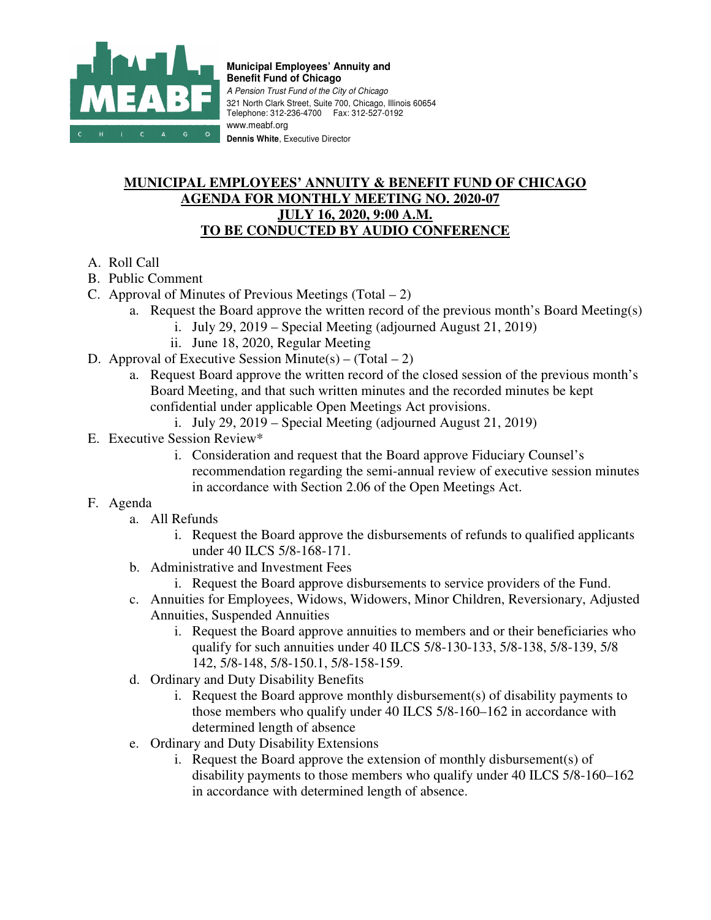**Municipal Employees' Annuity and Benefit Fund of Chicago**
*A Pension Trust Fund of the City of Chicago*
321 North Clark Street, Suite 700, Chicago, Illinois 60654
Telephone: 312-236-4700 Fax: 312-527-0192
www.meabf.org
**Dennis White**, Executive Director

# MUNICIPAL EMPLOYEES' ANNUITY & BENEFIT FUND OF CHICAGO
## AGENDA FOR MONTHLY MEETING NO. 2020-07
## JULY 16, 2020, 9:00 A.M.
## TO BE CONDUCTED BY AUDIO CONFERENCE

A. Roll Call

B. Public Comment

C. Approval of Minutes of Previous Meetings (Total – 2)
   - a. Request the Board approve the written record of the previous month's Board Meeting(s)
     - i. July 29, 2019 – Special Meeting (adjourned August 21, 2019)
     - ii. June 18, 2020, Regular Meeting

D. Approval of Executive Session Minute(s) – (Total – 2)
   - a. Request Board approve the written record of the closed session of the previous month's Board Meeting, and that such written minutes and the recorded minutes be kept confidential under applicable Open Meetings Act provisions.
     - i. July 29, 2019 – Special Meeting (adjourned August 21, 2019)

E. Executive Session Review*
   - i. Consideration and request that the Board approve Fiduciary Counsel's recommendation regarding the semi-annual review of executive session minutes in accordance with Section 2.06 of the Open Meetings Act.

F. Agenda
   - a. All Refunds
     - i. Request the Board approve the disbursements of refunds to qualified applicants under 40 ILCS 5/8-168-171.
   - b. Administrative and Investment Fees
     - i. Request the Board approve disbursements to service providers of the Fund.
   - c. Annuities for Employees, Widows, Widowers, Minor Children, Reversionary, Adjusted Annuities, Suspended Annuities
     - i. Request the Board approve annuities to members and or their beneficiaries who qualify for such annuities under 40 ILCS 5/8-130-133, 5/8-138, 5/8-139, 5/8 142, 5/8-148, 5/8-150.1, 5/8-158-159.
   - d. Ordinary and Duty Disability Benefits
     - i. Request the Board approve monthly disbursement(s) of disability payments to those members who qualify under 40 ILCS 5/8-160–162 in accordance with determined length of absence
   - e. Ordinary and Duty Disability Extensions
     - i. Request the Board approve the extension of monthly disbursement(s) of disability payments to those members who qualify under 40 ILCS 5/8-160–162 in accordance with determined length of absence.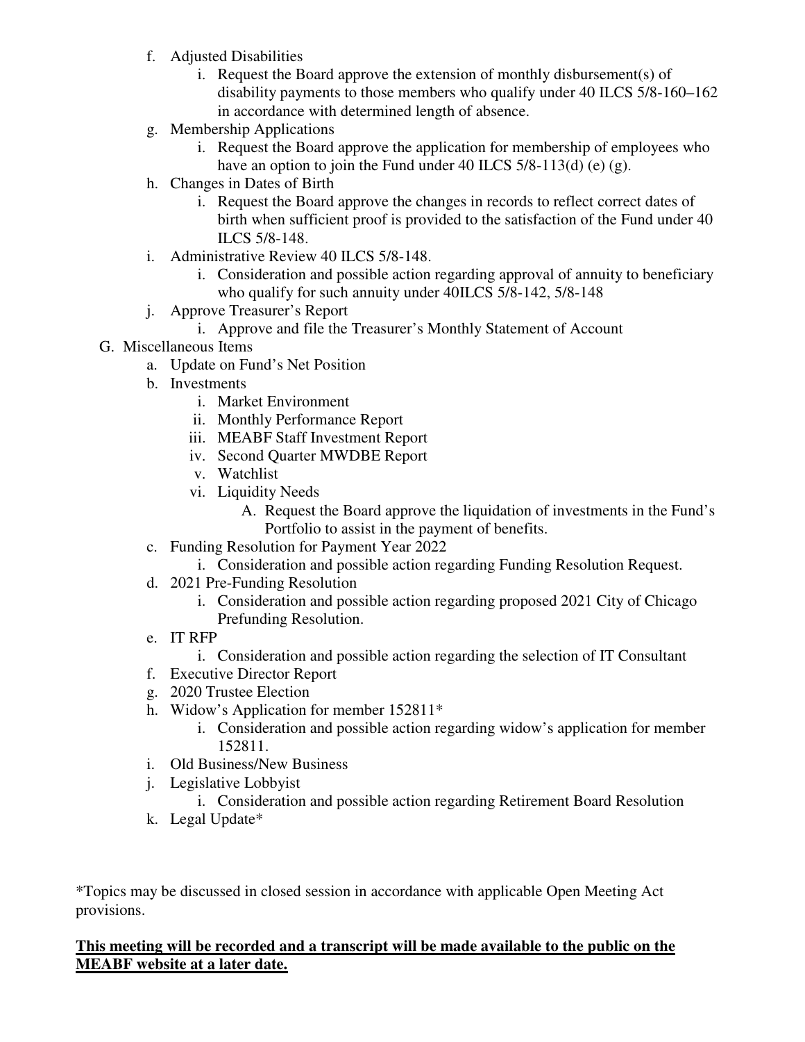f. Adjusted Disabilities
    i. Request the Board approve the extension of monthly disbursement(s) of disability payments to those members who qualify under 40 ILCS 5/8-160–162 in accordance with determined length of absence.

g. Membership Applications
    i. Request the Board approve the application for membership of employees who have an option to join the Fund under 40 ILCS 5/8-113(d) (e) (g).

h. Changes in Dates of Birth
    i. Request the Board approve the changes in records to reflect correct dates of birth when sufficient proof is provided to the satisfaction of the Fund under 40 ILCS 5/8-148.

i. Administrative Review 40 ILCS 5/8-148.
    i. Consideration and possible action regarding approval of annuity to beneficiary who qualify for such annuity under 40ILCS 5/8-142, 5/8-148

j. Approve Treasurer's Report
    i. Approve and file the Treasurer's Monthly Statement of Account

G. Miscellaneous Items

a. Update on Fund's Net Position

b. Investments
    i. Market Environment
    ii. Monthly Performance Report
    iii. MEABF Staff Investment Report
    iv. Second Quarter MWDBE Report
    v. Watchlist
    vi. Liquidity Needs
        A. Request the Board approve the liquidation of investments in the Fund's Portfolio to assist in the payment of benefits.

c. Funding Resolution for Payment Year 2022
    i. Consideration and possible action regarding Funding Resolution Request.

d. 2021 Pre-Funding Resolution
    i. Consideration and possible action regarding proposed 2021 City of Chicago Prefunding Resolution.

e. IT RFP
    i. Consideration and possible action regarding the selection of IT Consultant

f. Executive Director Report

g. 2020 Trustee Election

h. Widow's Application for member 152811*
    i. Consideration and possible action regarding widow's application for member 152811.

i. Old Business/New Business

j. Legislative Lobbyist
    i. Consideration and possible action regarding Retirement Board Resolution

k. Legal Update*

*Topics may be discussed in closed session in accordance with applicable Open Meeting Act provisions.

**This meeting will be recorded and a transcript will be made available to the public on the MEABF website at a later date.**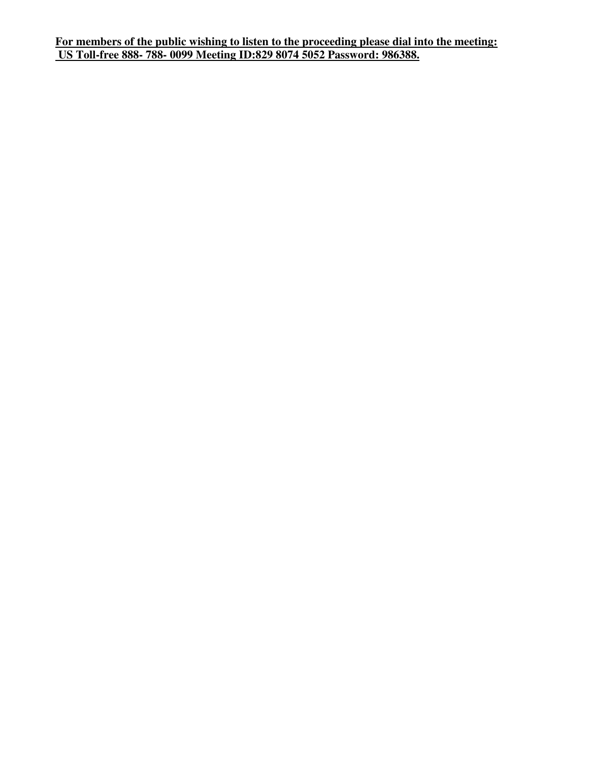**For members of the public wishing to listen to the proceeding please dial into the meeting: US Toll-free 888- 788- 0099 Meeting ID:829 8074 5052 Password: 986388.**